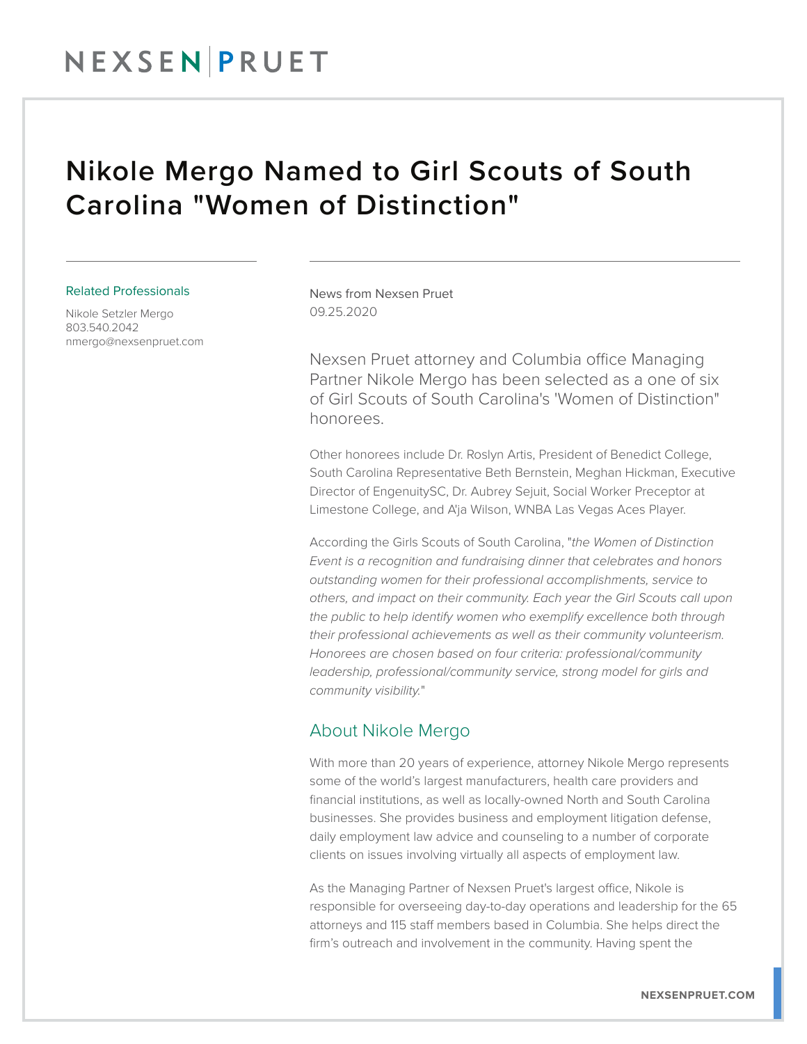# Nikole Mergo Named to Girl Scouts of South Carolina "Women of Distinction"

Related Professionals

Nikole Setzler Mergo
803.540.2042
nmergo@nexsenpruet.com

News from Nexsen Pruet
09.25.2020

Nexsen Pruet attorney and Columbia office Managing Partner Nikole Mergo has been selected as a one of six of Girl Scouts of South Carolina's 'Women of Distinction" honorees.

Other honorees include Dr. Roslyn Artis, President of Benedict College, South Carolina Representative Beth Bernstein, Meghan Hickman, Executive Director of EngenuitySC, Dr. Aubrey Sejuit, Social Worker Preceptor at Limestone College, and A'ja Wilson, WNBA Las Vegas Aces Player.

According the Girls Scouts of South Carolina, "*the Women of Distinction Event is a recognition and fundraising dinner that celebrates and honors outstanding women for their professional accomplishments, service to others, and impact on their community. Each year the Girl Scouts call upon the public to help identify women who exemplify excellence both through their professional achievements as well as their community volunteerism. Honorees are chosen based on four criteria: professional/community leadership, professional/community service, strong model for girls and community visibility.*"

## About Nikole Mergo

With more than 20 years of experience, attorney Nikole Mergo represents some of the world's largest manufacturers, health care providers and financial institutions, as well as locally-owned North and South Carolina businesses. She provides business and employment litigation defense, daily employment law advice and counseling to a number of corporate clients on issues involving virtually all aspects of employment law.

As the Managing Partner of Nexsen Pruet's largest office, Nikole is responsible for overseeing day-to-day operations and leadership for the 65 attorneys and 115 staff members based in Columbia. She helps direct the firm's outreach and involvement in the community. Having spent the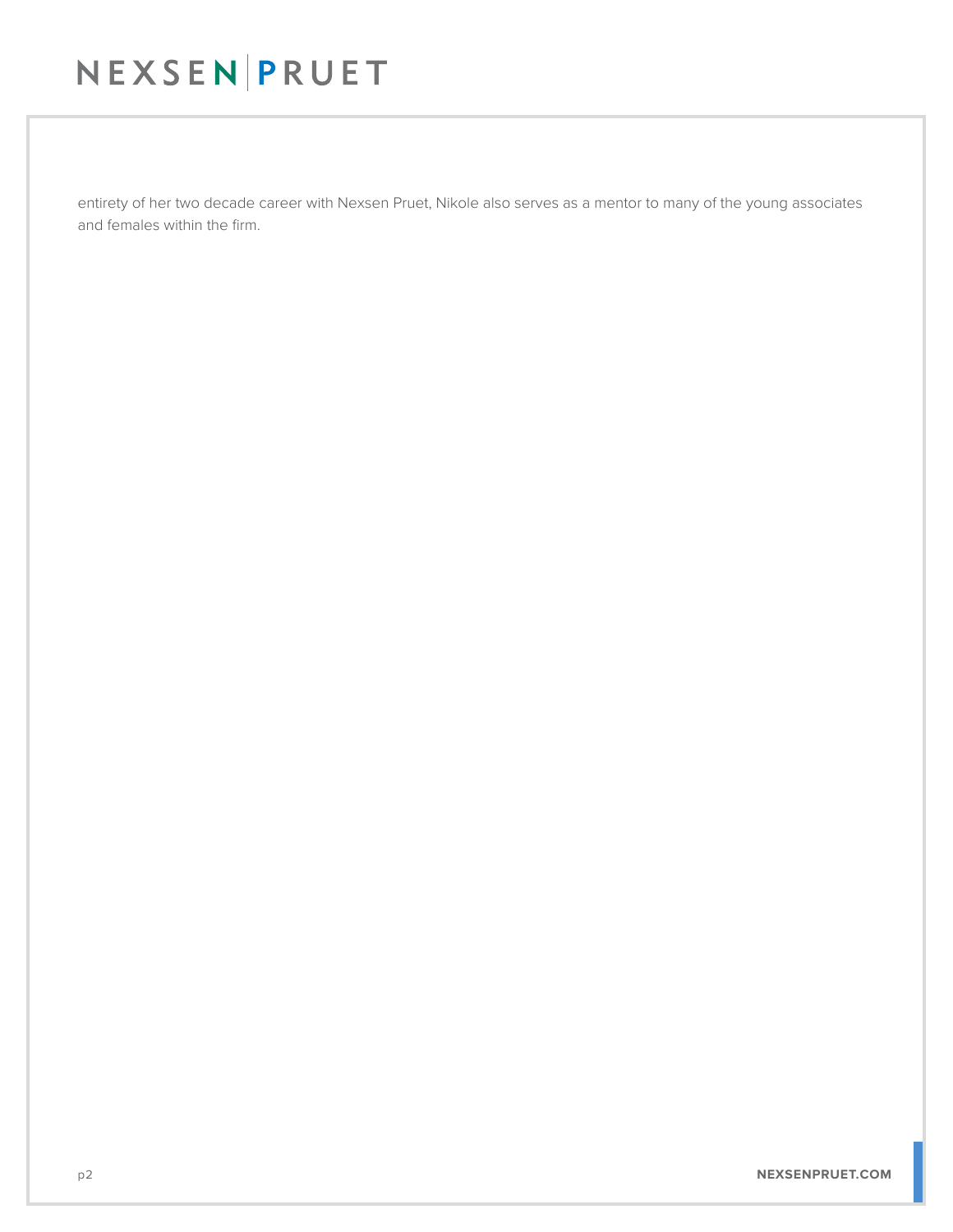entirety of her two decade career with Nexsen Pruet, Nikole also serves as a mentor to many of the young associates and females within the firm.